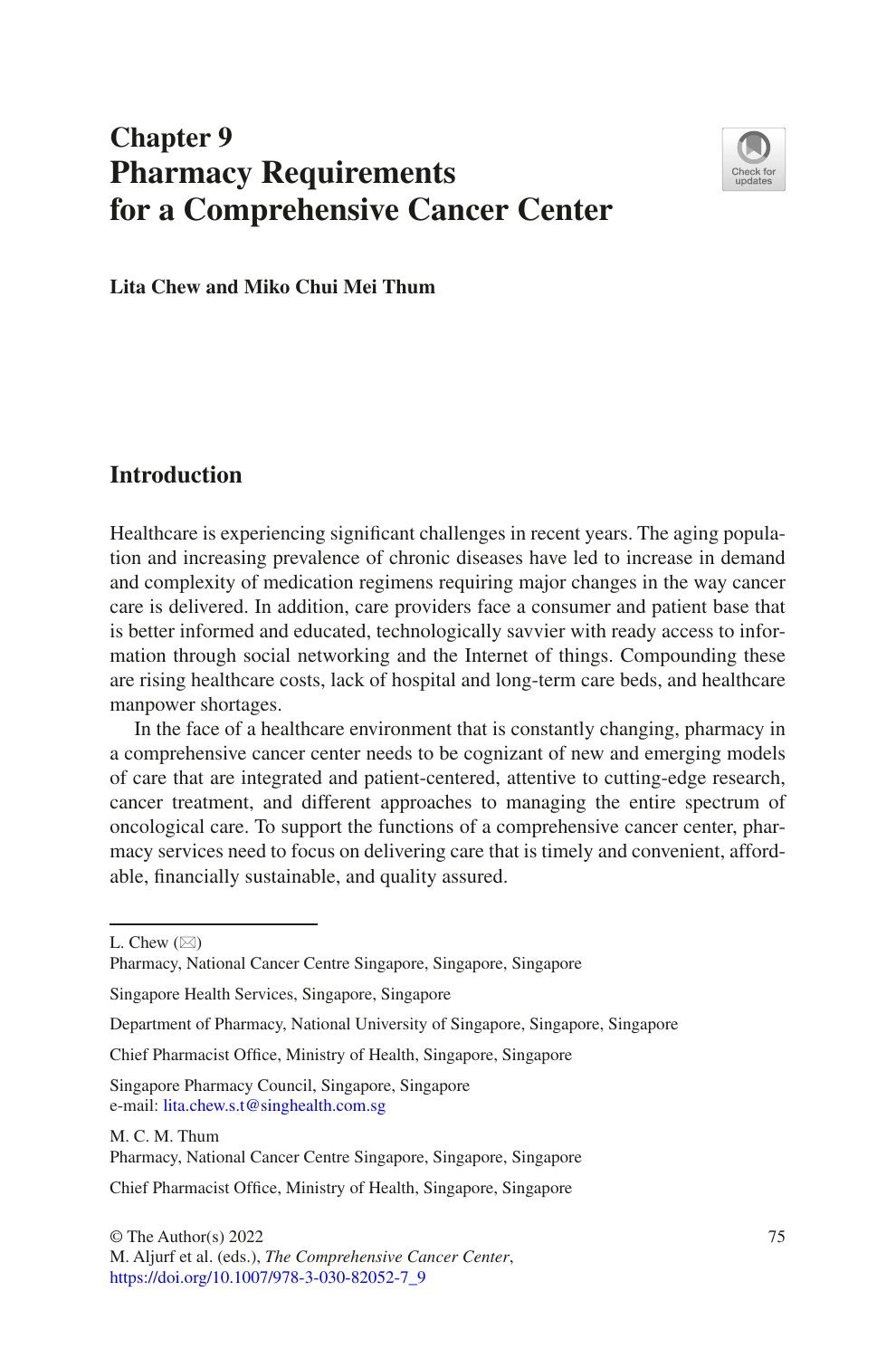# Chapter 9
# Pharmacy Requirements for a Comprehensive Cancer Center

**Lita Chew and Miko Chui Mei Thum**

## Introduction

Healthcare is experiencing significant challenges in recent years. The aging population and increasing prevalence of chronic diseases have led to increase in demand and complexity of medication regimens requiring major changes in the way cancer care is delivered. In addition, care providers face a consumer and patient base that is better informed and educated, technologically savvier with ready access to information through social networking and the Internet of things. Compounding these are rising healthcare costs, lack of hospital and long-term care beds, and healthcare manpower shortages.

In the face of a healthcare environment that is constantly changing, pharmacy in a comprehensive cancer center needs to be cognizant of new and emerging models of care that are integrated and patient-centered, attentive to cutting-edge research, cancer treatment, and different approaches to managing the entire spectrum of oncological care. To support the functions of a comprehensive cancer center, pharmacy services need to focus on delivering care that is timely and convenient, affordable, financially sustainable, and quality assured.

---

L. Chew (✉)
Pharmacy, National Cancer Centre Singapore, Singapore, Singapore

Singapore Health Services, Singapore, Singapore

Department of Pharmacy, National University of Singapore, Singapore, Singapore

Chief Pharmacist Office, Ministry of Health, Singapore, Singapore

Singapore Pharmacy Council, Singapore, Singapore
e-mail: lita.chew.s.t@singhealth.com.sg

M. C. M. Thum
Pharmacy, National Cancer Centre Singapore, Singapore, Singapore

Chief Pharmacist Office, Ministry of Health, Singapore, Singapore

© The Author(s) 2022
M. Aljurf et al. (eds.), *The Comprehensive Cancer Center*,
https://doi.org/10.1007/978-3-030-82052-7_9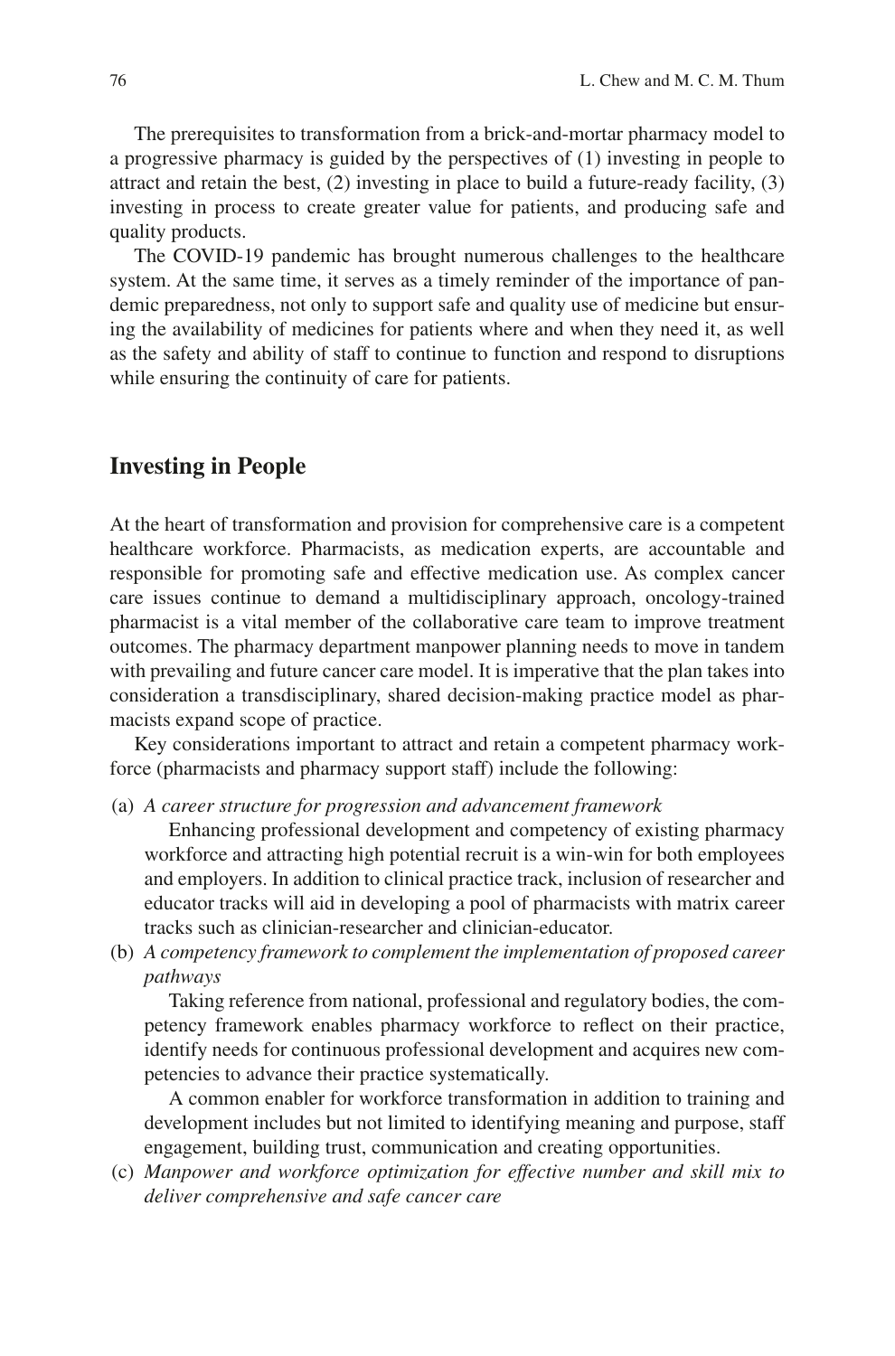The prerequisites to transformation from a brick-and-mortar pharmacy model to a progressive pharmacy is guided by the perspectives of (1) investing in people to attract and retain the best, (2) investing in place to build a future-ready facility, (3) investing in process to create greater value for patients, and producing safe and quality products.

The COVID-19 pandemic has brought numerous challenges to the healthcare system. At the same time, it serves as a timely reminder of the importance of pandemic preparedness, not only to support safe and quality use of medicine but ensuring the availability of medicines for patients where and when they need it, as well as the safety and ability of staff to continue to function and respond to disruptions while ensuring the continuity of care for patients.

## Investing in People

At the heart of transformation and provision for comprehensive care is a competent healthcare workforce. Pharmacists, as medication experts, are accountable and responsible for promoting safe and effective medication use. As complex cancer care issues continue to demand a multidisciplinary approach, oncology-trained pharmacist is a vital member of the collaborative care team to improve treatment outcomes. The pharmacy department manpower planning needs to move in tandem with prevailing and future cancer care model. It is imperative that the plan takes into consideration a transdisciplinary, shared decision-making practice model as pharmacists expand scope of practice.

Key considerations important to attract and retain a competent pharmacy workforce (pharmacists and pharmacy support staff) include the following:

(a) *A career structure for progression and advancement framework*

Enhancing professional development and competency of existing pharmacy workforce and attracting high potential recruit is a win-win for both employees and employers. In addition to clinical practice track, inclusion of researcher and educator tracks will aid in developing a pool of pharmacists with matrix career tracks such as clinician-researcher and clinician-educator.

(b) *A competency framework to complement the implementation of proposed career pathways*

Taking reference from national, professional and regulatory bodies, the competency framework enables pharmacy workforce to reflect on their practice, identify needs for continuous professional development and acquires new competencies to advance their practice systematically.

A common enabler for workforce transformation in addition to training and development includes but not limited to identifying meaning and purpose, staff engagement, building trust, communication and creating opportunities.

(c) *Manpower and workforce optimization for effective number and skill mix to deliver comprehensive and safe cancer care*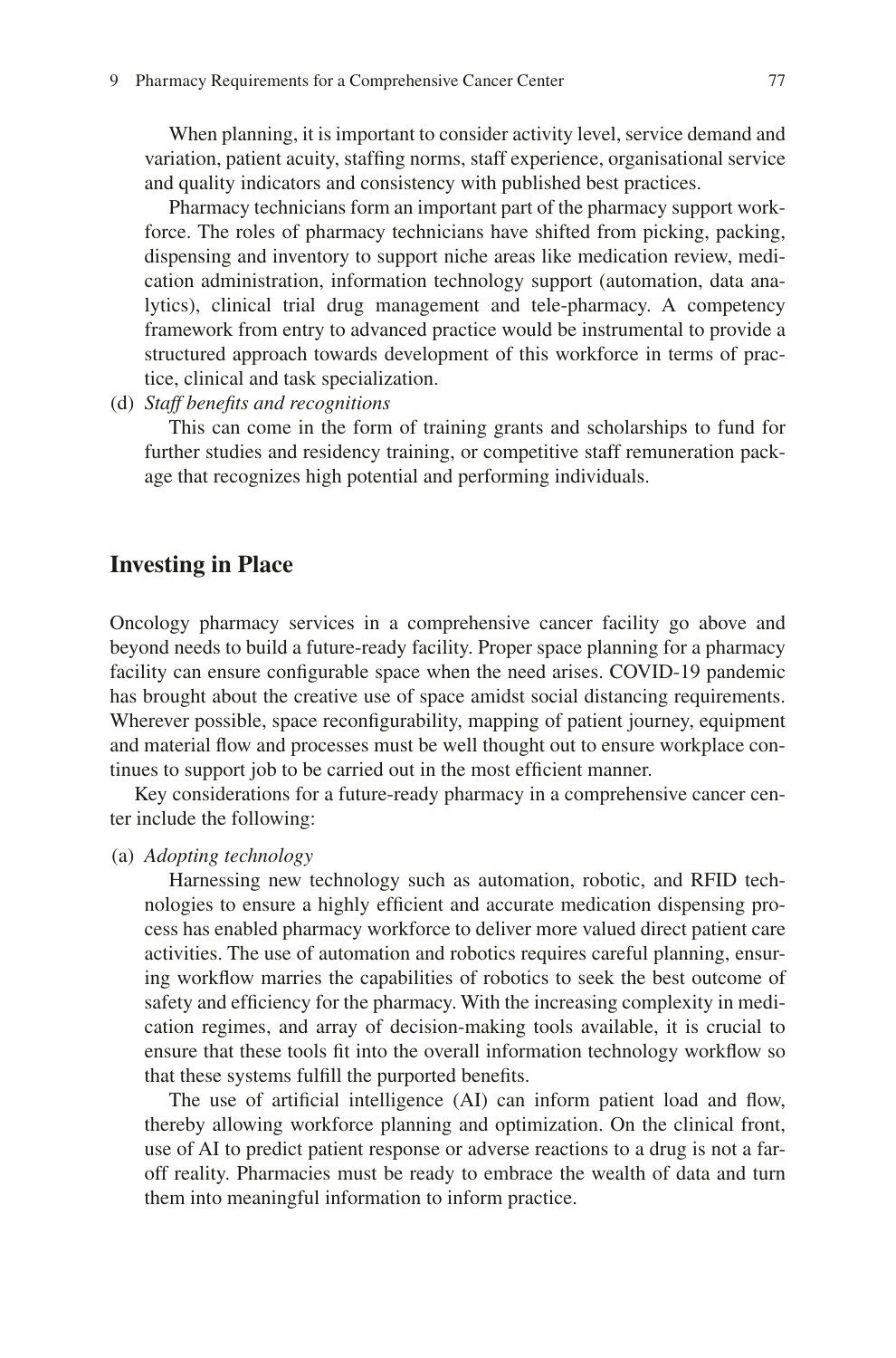When planning, it is important to consider activity level, service demand and variation, patient acuity, staffing norms, staff experience, organisational service and quality indicators and consistency with published best practices.

Pharmacy technicians form an important part of the pharmacy support workforce. The roles of pharmacy technicians have shifted from picking, packing, dispensing and inventory to support niche areas like medication review, medication administration, information technology support (automation, data analytics), clinical trial drug management and tele-pharmacy. A competency framework from entry to advanced practice would be instrumental to provide a structured approach towards development of this workforce in terms of practice, clinical and task specialization.

(d) *Staff benefits and recognitions*

This can come in the form of training grants and scholarships to fund for further studies and residency training, or competitive staff remuneration package that recognizes high potential and performing individuals.

## Investing in Place

Oncology pharmacy services in a comprehensive cancer facility go above and beyond needs to build a future-ready facility. Proper space planning for a pharmacy facility can ensure configurable space when the need arises. COVID-19 pandemic has brought about the creative use of space amidst social distancing requirements. Wherever possible, space reconfigurability, mapping of patient journey, equipment and material flow and processes must be well thought out to ensure workplace continues to support job to be carried out in the most efficient manner.

Key considerations for a future-ready pharmacy in a comprehensive cancer center include the following:

(a) *Adopting technology*

Harnessing new technology such as automation, robotic, and RFID technologies to ensure a highly efficient and accurate medication dispensing process has enabled pharmacy workforce to deliver more valued direct patient care activities. The use of automation and robotics requires careful planning, ensuring workflow marries the capabilities of robotics to seek the best outcome of safety and efficiency for the pharmacy. With the increasing complexity in medication regimes, and array of decision-making tools available, it is crucial to ensure that these tools fit into the overall information technology workflow so that these systems fulfill the purported benefits.

The use of artificial intelligence (AI) can inform patient load and flow, thereby allowing workforce planning and optimization. On the clinical front, use of AI to predict patient response or adverse reactions to a drug is not a far-off reality. Pharmacies must be ready to embrace the wealth of data and turn them into meaningful information to inform practice.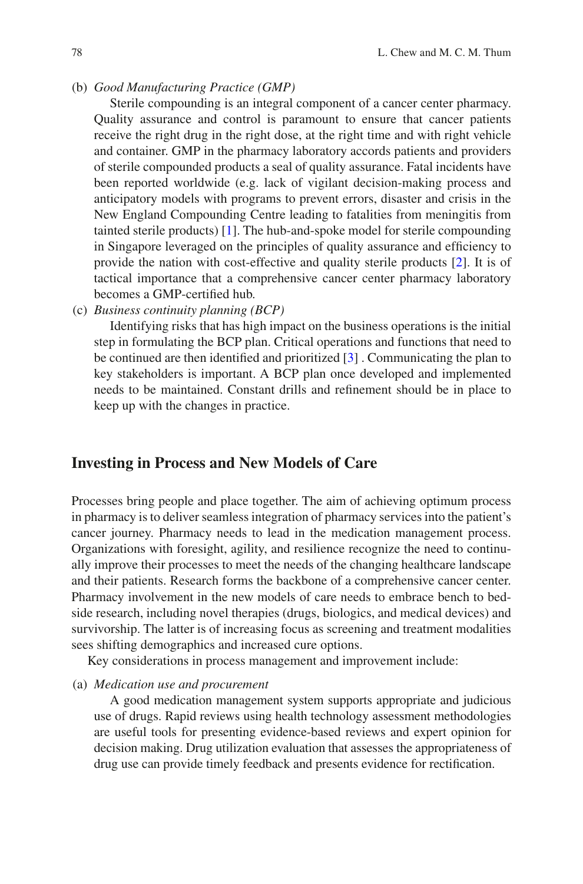(b) *Good Manufacturing Practice (GMP)*

Sterile compounding is an integral component of a cancer center pharmacy. Quality assurance and control is paramount to ensure that cancer patients receive the right drug in the right dose, at the right time and with right vehicle and container. GMP in the pharmacy laboratory accords patients and providers of sterile compounded products a seal of quality assurance. Fatal incidents have been reported worldwide (e.g. lack of vigilant decision-making process and anticipatory models with programs to prevent errors, disaster and crisis in the New England Compounding Centre leading to fatalities from meningitis from tainted sterile products) [1]. The hub-and-spoke model for sterile compounding in Singapore leveraged on the principles of quality assurance and efficiency to provide the nation with cost-effective and quality sterile products [2]. It is of tactical importance that a comprehensive cancer center pharmacy laboratory becomes a GMP-certified hub.

(c) *Business continuity planning (BCP)*

Identifying risks that has high impact on the business operations is the initial step in formulating the BCP plan. Critical operations and functions that need to be continued are then identified and prioritized [3] . Communicating the plan to key stakeholders is important. A BCP plan once developed and implemented needs to be maintained. Constant drills and refinement should be in place to keep up with the changes in practice.

## Investing in Process and New Models of Care

Processes bring people and place together. The aim of achieving optimum process in pharmacy is to deliver seamless integration of pharmacy services into the patient's cancer journey. Pharmacy needs to lead in the medication management process. Organizations with foresight, agility, and resilience recognize the need to continually improve their processes to meet the needs of the changing healthcare landscape and their patients. Research forms the backbone of a comprehensive cancer center. Pharmacy involvement in the new models of care needs to embrace bench to bedside research, including novel therapies (drugs, biologics, and medical devices) and survivorship. The latter is of increasing focus as screening and treatment modalities sees shifting demographics and increased cure options.

Key considerations in process management and improvement include:

(a) *Medication use and procurement*

A good medication management system supports appropriate and judicious use of drugs. Rapid reviews using health technology assessment methodologies are useful tools for presenting evidence-based reviews and expert opinion for decision making. Drug utilization evaluation that assesses the appropriateness of drug use can provide timely feedback and presents evidence for rectification.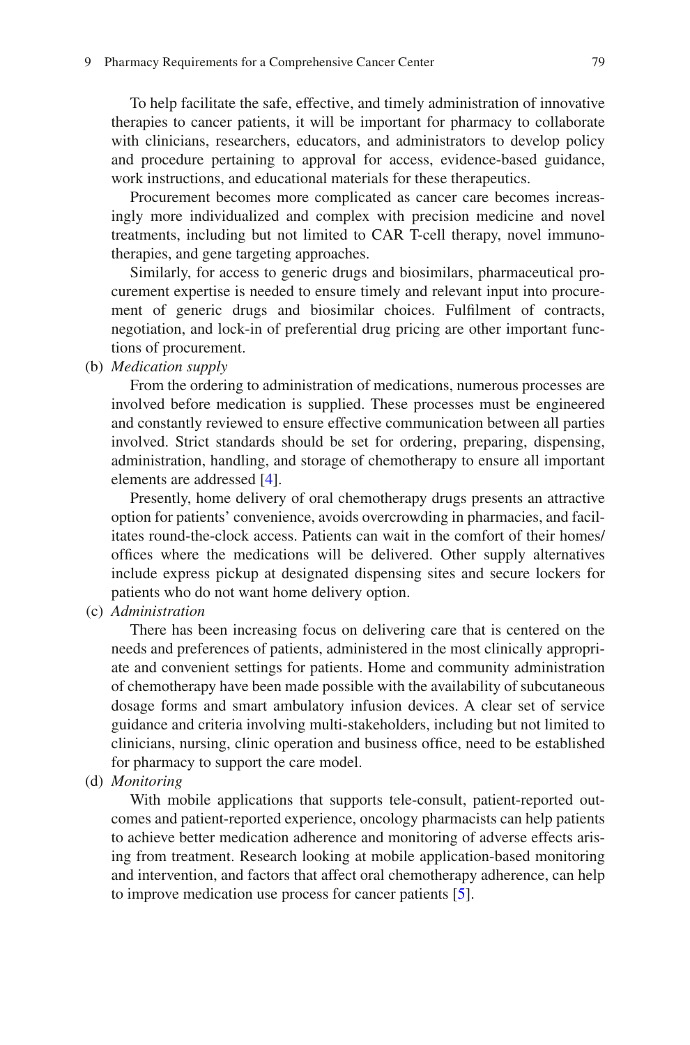To help facilitate the safe, effective, and timely administration of innovative therapies to cancer patients, it will be important for pharmacy to collaborate with clinicians, researchers, educators, and administrators to develop policy and procedure pertaining to approval for access, evidence-based guidance, work instructions, and educational materials for these therapeutics.

Procurement becomes more complicated as cancer care becomes increasingly more individualized and complex with precision medicine and novel treatments, including but not limited to CAR T-cell therapy, novel immunotherapies, and gene targeting approaches.

Similarly, for access to generic drugs and biosimilars, pharmaceutical procurement expertise is needed to ensure timely and relevant input into procurement of generic drugs and biosimilar choices. Fulfilment of contracts, negotiation, and lock-in of preferential drug pricing are other important functions of procurement.

(b) *Medication supply*

From the ordering to administration of medications, numerous processes are involved before medication is supplied. These processes must be engineered and constantly reviewed to ensure effective communication between all parties involved. Strict standards should be set for ordering, preparing, dispensing, administration, handling, and storage of chemotherapy to ensure all important elements are addressed [4].

Presently, home delivery of oral chemotherapy drugs presents an attractive option for patients' convenience, avoids overcrowding in pharmacies, and facilitates round-the-clock access. Patients can wait in the comfort of their homes/offices where the medications will be delivered. Other supply alternatives include express pickup at designated dispensing sites and secure lockers for patients who do not want home delivery option.

(c) *Administration*

There has been increasing focus on delivering care that is centered on the needs and preferences of patients, administered in the most clinically appropriate and convenient settings for patients. Home and community administration of chemotherapy have been made possible with the availability of subcutaneous dosage forms and smart ambulatory infusion devices. A clear set of service guidance and criteria involving multi-stakeholders, including but not limited to clinicians, nursing, clinic operation and business office, need to be established for pharmacy to support the care model.

(d) *Monitoring*

With mobile applications that supports tele-consult, patient-reported outcomes and patient-reported experience, oncology pharmacists can help patients to achieve better medication adherence and monitoring of adverse effects arising from treatment. Research looking at mobile application-based monitoring and intervention, and factors that affect oral chemotherapy adherence, can help to improve medication use process for cancer patients [5].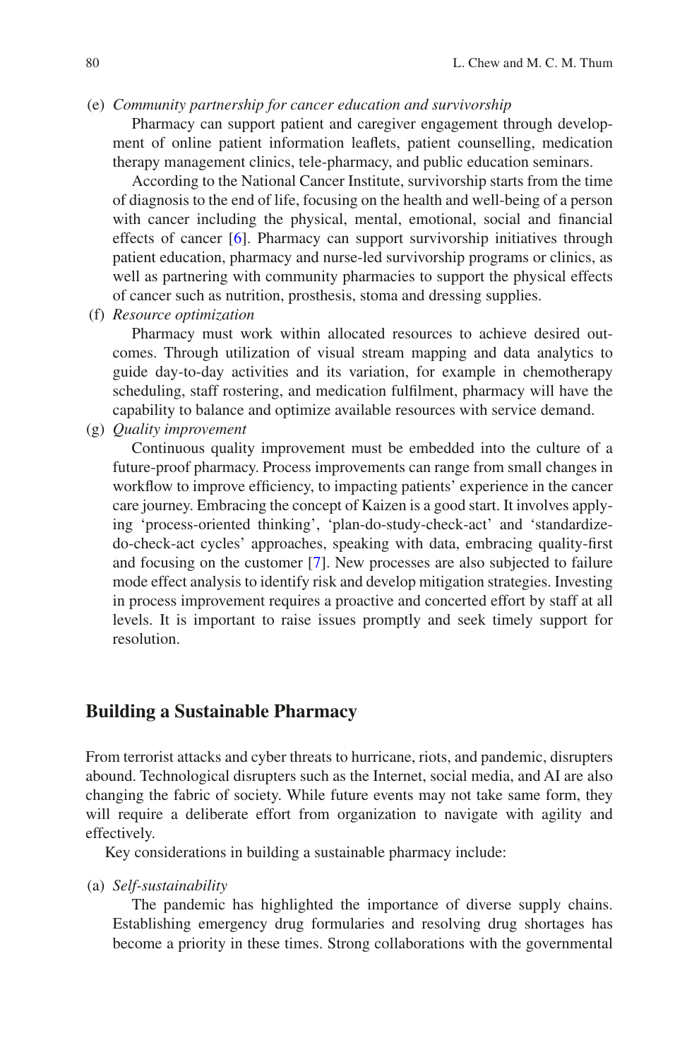(e) *Community partnership for cancer education and survivorship*

Pharmacy can support patient and caregiver engagement through development of online patient information leaflets, patient counselling, medication therapy management clinics, tele-pharmacy, and public education seminars.

According to the National Cancer Institute, survivorship starts from the time of diagnosis to the end of life, focusing on the health and well-being of a person with cancer including the physical, mental, emotional, social and financial effects of cancer [6]. Pharmacy can support survivorship initiatives through patient education, pharmacy and nurse-led survivorship programs or clinics, as well as partnering with community pharmacies to support the physical effects of cancer such as nutrition, prosthesis, stoma and dressing supplies.

(f) *Resource optimization*

Pharmacy must work within allocated resources to achieve desired outcomes. Through utilization of visual stream mapping and data analytics to guide day-to-day activities and its variation, for example in chemotherapy scheduling, staff rostering, and medication fulfilment, pharmacy will have the capability to balance and optimize available resources with service demand.

(g) *Quality improvement*

Continuous quality improvement must be embedded into the culture of a future-proof pharmacy. Process improvements can range from small changes in workflow to improve efficiency, to impacting patients' experience in the cancer care journey. Embracing the concept of Kaizen is a good start. It involves applying 'process-oriented thinking', 'plan-do-study-check-act' and 'standardize-do-check-act cycles' approaches, speaking with data, embracing quality-first and focusing on the customer [7]. New processes are also subjected to failure mode effect analysis to identify risk and develop mitigation strategies. Investing in process improvement requires a proactive and concerted effort by staff at all levels. It is important to raise issues promptly and seek timely support for resolution.

## Building a Sustainable Pharmacy

From terrorist attacks and cyber threats to hurricane, riots, and pandemic, disrupters abound. Technological disrupters such as the Internet, social media, and AI are also changing the fabric of society. While future events may not take same form, they will require a deliberate effort from organization to navigate with agility and effectively.

Key considerations in building a sustainable pharmacy include:

(a) *Self-sustainability*

The pandemic has highlighted the importance of diverse supply chains. Establishing emergency drug formularies and resolving drug shortages has become a priority in these times. Strong collaborations with the governmental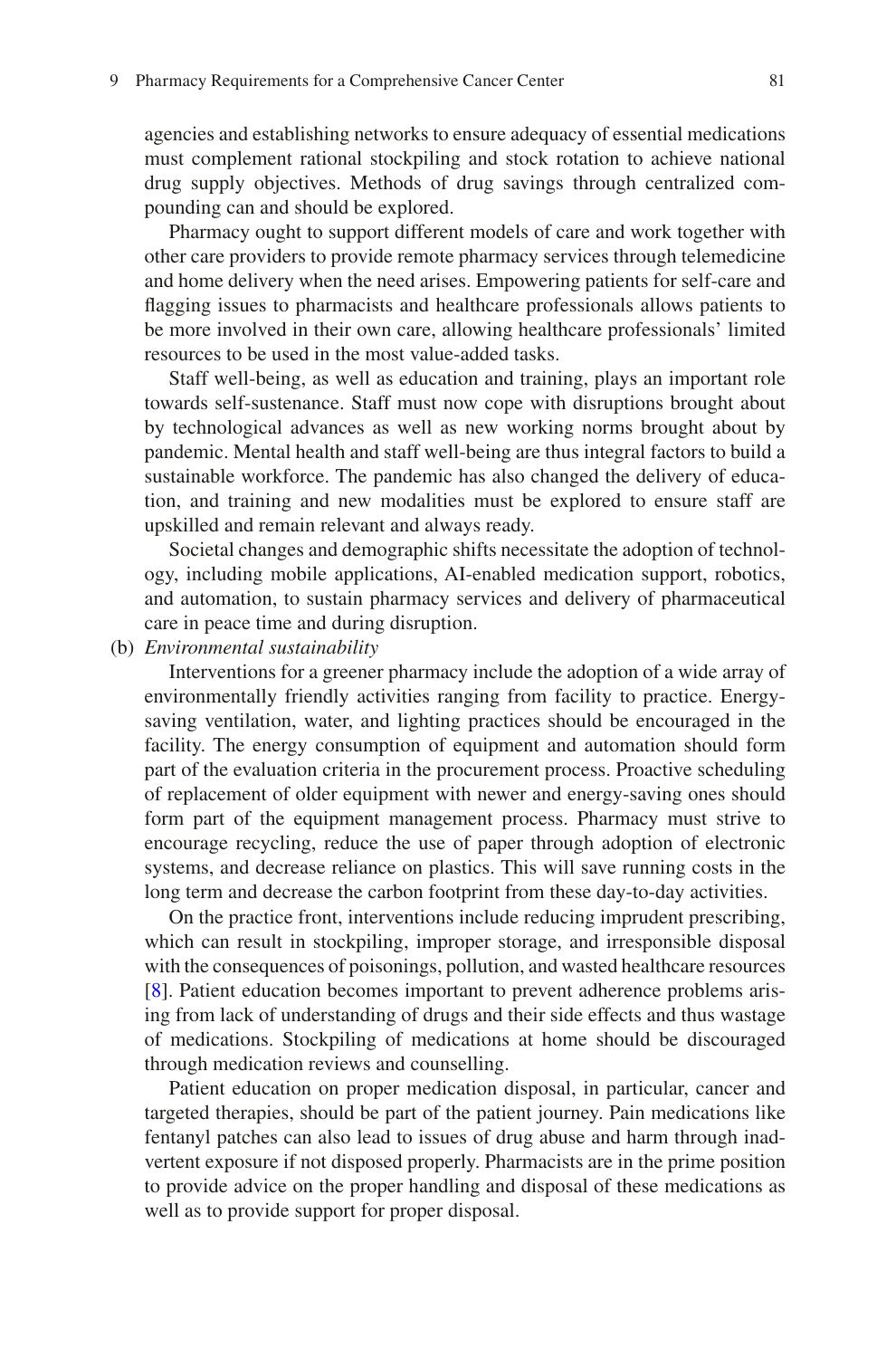agencies and establishing networks to ensure adequacy of essential medications must complement rational stockpiling and stock rotation to achieve national drug supply objectives. Methods of drug savings through centralized compounding can and should be explored.

Pharmacy ought to support different models of care and work together with other care providers to provide remote pharmacy services through telemedicine and home delivery when the need arises. Empowering patients for self-care and flagging issues to pharmacists and healthcare professionals allows patients to be more involved in their own care, allowing healthcare professionals' limited resources to be used in the most value-added tasks.

Staff well-being, as well as education and training, plays an important role towards self-sustenance. Staff must now cope with disruptions brought about by technological advances as well as new working norms brought about by pandemic. Mental health and staff well-being are thus integral factors to build a sustainable workforce. The pandemic has also changed the delivery of education, and training and new modalities must be explored to ensure staff are upskilled and remain relevant and always ready.

Societal changes and demographic shifts necessitate the adoption of technology, including mobile applications, AI-enabled medication support, robotics, and automation, to sustain pharmacy services and delivery of pharmaceutical care in peace time and during disruption.

(b) *Environmental sustainability*

Interventions for a greener pharmacy include the adoption of a wide array of environmentally friendly activities ranging from facility to practice. Energy-saving ventilation, water, and lighting practices should be encouraged in the facility. The energy consumption of equipment and automation should form part of the evaluation criteria in the procurement process. Proactive scheduling of replacement of older equipment with newer and energy-saving ones should form part of the equipment management process. Pharmacy must strive to encourage recycling, reduce the use of paper through adoption of electronic systems, and decrease reliance on plastics. This will save running costs in the long term and decrease the carbon footprint from these day-to-day activities.

On the practice front, interventions include reducing imprudent prescribing, which can result in stockpiling, improper storage, and irresponsible disposal with the consequences of poisonings, pollution, and wasted healthcare resources [8]. Patient education becomes important to prevent adherence problems arising from lack of understanding of drugs and their side effects and thus wastage of medications. Stockpiling of medications at home should be discouraged through medication reviews and counselling.

Patient education on proper medication disposal, in particular, cancer and targeted therapies, should be part of the patient journey. Pain medications like fentanyl patches can also lead to issues of drug abuse and harm through inadvertent exposure if not disposed properly. Pharmacists are in the prime position to provide advice on the proper handling and disposal of these medications as well as to provide support for proper disposal.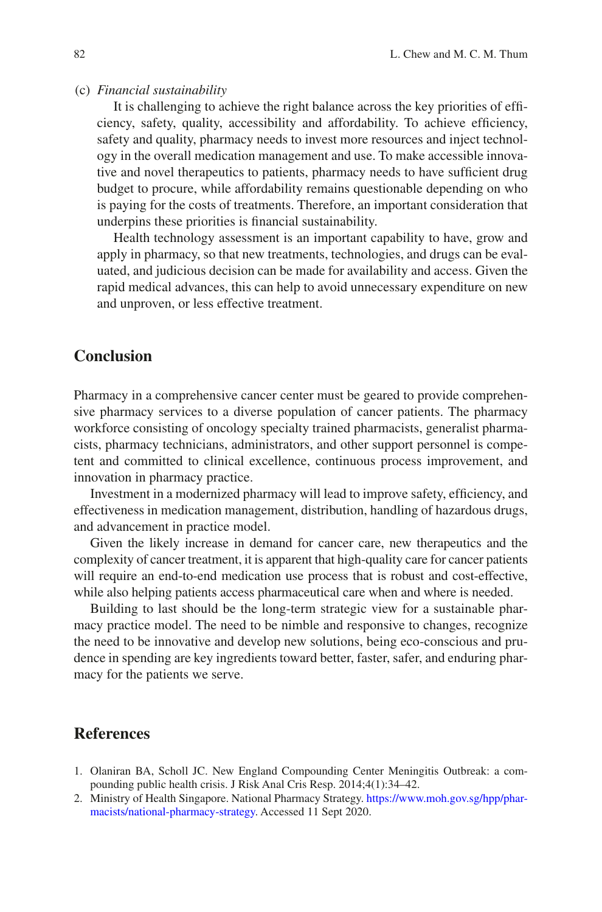(c) *Financial sustainability*

It is challenging to achieve the right balance across the key priorities of efficiency, safety, quality, accessibility and affordability. To achieve efficiency, safety and quality, pharmacy needs to invest more resources and inject technology in the overall medication management and use. To make accessible innovative and novel therapeutics to patients, pharmacy needs to have sufficient drug budget to procure, while affordability remains questionable depending on who is paying for the costs of treatments. Therefore, an important consideration that underpins these priorities is financial sustainability.

Health technology assessment is an important capability to have, grow and apply in pharmacy, so that new treatments, technologies, and drugs can be evaluated, and judicious decision can be made for availability and access. Given the rapid medical advances, this can help to avoid unnecessary expenditure on new and unproven, or less effective treatment.

## Conclusion

Pharmacy in a comprehensive cancer center must be geared to provide comprehensive pharmacy services to a diverse population of cancer patients. The pharmacy workforce consisting of oncology specialty trained pharmacists, generalist pharmacists, pharmacy technicians, administrators, and other support personnel is competent and committed to clinical excellence, continuous process improvement, and innovation in pharmacy practice.

Investment in a modernized pharmacy will lead to improve safety, efficiency, and effectiveness in medication management, distribution, handling of hazardous drugs, and advancement in practice model.

Given the likely increase in demand for cancer care, new therapeutics and the complexity of cancer treatment, it is apparent that high-quality care for cancer patients will require an end-to-end medication use process that is robust and cost-effective, while also helping patients access pharmaceutical care when and where is needed.

Building to last should be the long-term strategic view for a sustainable pharmacy practice model. The need to be nimble and responsive to changes, recognize the need to be innovative and develop new solutions, being eco-conscious and prudence in spending are key ingredients toward better, faster, safer, and enduring pharmacy for the patients we serve.

## References

1. Olaniran BA, Scholl JC. New England Compounding Center Meningitis Outbreak: a compounding public health crisis. J Risk Anal Cris Resp. 2014;4(1):34–42.
2. Ministry of Health Singapore. National Pharmacy Strategy. https://www.moh.gov.sg/hpp/pharmacists/national-pharmacy-strategy. Accessed 11 Sept 2020.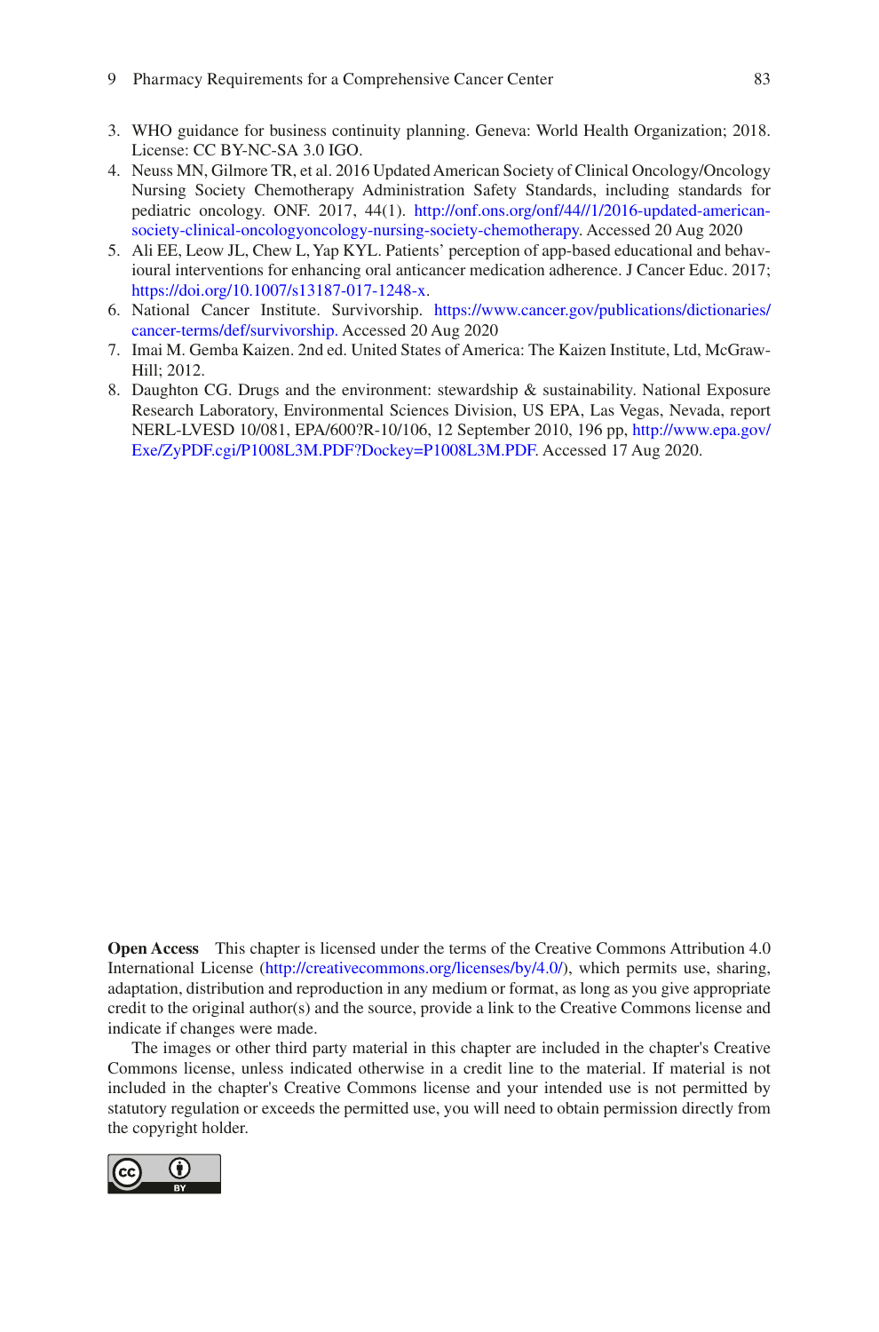3. WHO guidance for business continuity planning. Geneva: World Health Organization; 2018. License: CC BY-NC-SA 3.0 IGO.
4. Neuss MN, Gilmore TR, et al. 2016 Updated American Society of Clinical Oncology/Oncology Nursing Society Chemotherapy Administration Safety Standards, including standards for pediatric oncology. ONF. 2017, 44(1). http://onf.ons.org/onf/44//1/2016-updated-american-society-clinical-oncologyoncology-nursing-society-chemotherapy. Accessed 20 Aug 2020
5. Ali EE, Leow JL, Chew L, Yap KYL. Patients' perception of app-based educational and behavioural interventions for enhancing oral anticancer medication adherence. J Cancer Educ. 2017; https://doi.org/10.1007/s13187-017-1248-x.
6. National Cancer Institute. Survivorship. https://www.cancer.gov/publications/dictionaries/cancer-terms/def/survivorship. Accessed 20 Aug 2020
7. Imai M. Gemba Kaizen. 2nd ed. United States of America: The Kaizen Institute, Ltd, McGraw-Hill; 2012.
8. Daughton CG. Drugs and the environment: stewardship & sustainability. National Exposure Research Laboratory, Environmental Sciences Division, US EPA, Las Vegas, Nevada, report NERL-LVESD 10/081, EPA/600?R-10/106, 12 September 2010, 196 pp, http://www.epa.gov/Exe/ZyPDF.cgi/P1008L3M.PDF?Dockey=P1008L3M.PDF. Accessed 17 Aug 2020.

**Open Access** This chapter is licensed under the terms of the Creative Commons Attribution 4.0 International License (http://creativecommons.org/licenses/by/4.0/), which permits use, sharing, adaptation, distribution and reproduction in any medium or format, as long as you give appropriate credit to the original author(s) and the source, provide a link to the Creative Commons license and indicate if changes were made.

The images or other third party material in this chapter are included in the chapter's Creative Commons license, unless indicated otherwise in a credit line to the material. If material is not included in the chapter's Creative Commons license and your intended use is not permitted by statutory regulation or exceeds the permitted use, you will need to obtain permission directly from the copyright holder.